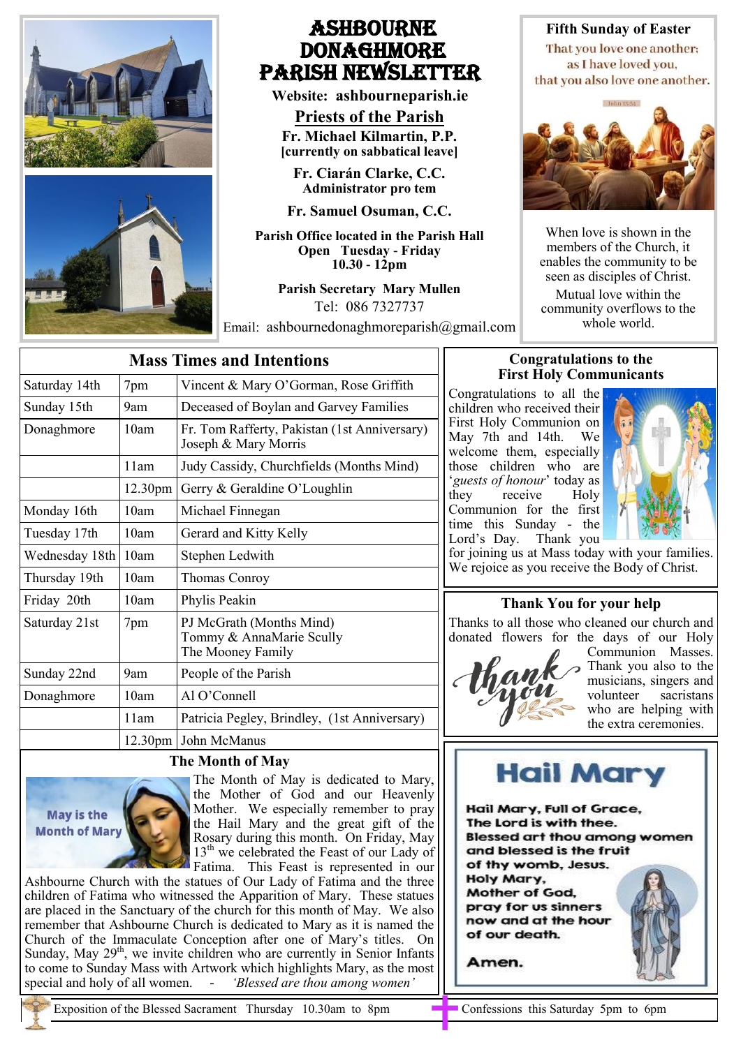# Ashbourne Donaghmore Parish Newsletter

**Website: ashbourneparish.ie**

## Priests of the Parish

**Fr. Michael Kilmartin, P.P.**
**[currently on sabbatical leave]**

**Fr. Ciarán Clarke, C.C.**
**Administrator pro tem**

**Fr. Samuel Osuman, C.C.**

**Parish Office located in the Parish Hall**
**Open Tuesday - Friday**
**10.30 - 12pm**

**Parish Secretary Mary Mullen**
Tel: 086 7327737
Email: ashbournedonaghmoreparish@gmail.com

## Fifth Sunday of Easter

That you love one another;
as I have loved you,
that you also love one another.

John 13:34

When love is shown in the members of the Church, it enables the community to be seen as disciples of Christ.

Mutual love within the community overflows to the whole world.

## Mass Times and Intentions

| | | |
|---|---|---|
| Saturday 14th | 7pm | Vincent & Mary O'Gorman, Rose Griffith |
| Sunday 15th | 9am | Deceased of Boylan and Garvey Families |
| Donaghmore | 10am | Fr. Tom Rafferty, Pakistan (1st Anniversary) Joseph & Mary Morris |
| | 11am | Judy Cassidy, Churchfields (Months Mind) |
| | 12.30pm | Gerry & Geraldine O'Loughlin |
| Monday 16th | 10am | Michael Finnegan |
| Tuesday 17th | 10am | Gerard and Kitty Kelly |
| Wednesday 18th | 10am | Stephen Ledwith |
| Thursday 19th | 10am | Thomas Conroy |
| Friday 20th | 10am | Phylis Peakin |
| Saturday 21st | 7pm | PJ McGrath (Months Mind) Tommy & AnnaMarie Scully The Mooney Family |
| Sunday 22nd | 9am | People of the Parish |
| Donaghmore | 10am | Al O'Connell |
| | 11am | Patricia Pegley, Brindley, (1st Anniversary) |
| | 12.30pm | John McManus |

## Congratulations to the First Holy Communicants

Congratulations to all the children who received their First Holy Communion on May 7th and 14th. We welcome them, especially those children who are '*guests of honour*' today as they receive Holy Communion for the first time this Sunday - the Lord's Day. Thank you for joining us at Mass today with your families. We rejoice as you receive the Body of Christ.

## Thank You for your help

Thanks to all those who cleaned our church and donated flowers for the days of our Holy Communion Masses. Thank you also to the musicians, singers and volunteer sacristans who are helping with the extra ceremonies.

## The Month of May

May is the Month of Mary

The Month of May is dedicated to Mary, the Mother of God and our Heavenly Mother. We especially remember to pray the Hail Mary and the great gift of the Rosary during this month. On Friday, May 13th we celebrated the Feast of our Lady of Fatima. This Feast is represented in our Ashbourne Church with the statues of Our Lady of Fatima and the three children of Fatima who witnessed the Apparition of Mary. These statues are placed in the Sanctuary of the church for this month of May. We also remember that Ashbourne Church is dedicated to Mary as it is named the Church of the Immaculate Conception after one of Mary's titles. On Sunday, May 29th, we invite children who are currently in Senior Infants to come to Sunday Mass with Artwork which highlights Mary, as the most special and holy of all women. - *'Blessed are thou among women'*

## Hail Mary

**Hail Mary, Full of Grace,**
**The Lord is with thee.**
**Blessed art thou among women**
**and blessed is the fruit**
**of thy womb, Jesus.**
**Holy Mary,**
**Mother of God,**
**pray for us sinners**
**now and at the hour**
**of our death.**

**Amen.**

Exposition of the Blessed Sacrament Thursday 10.30am to 8pm

Confessions this Saturday 5pm to 6pm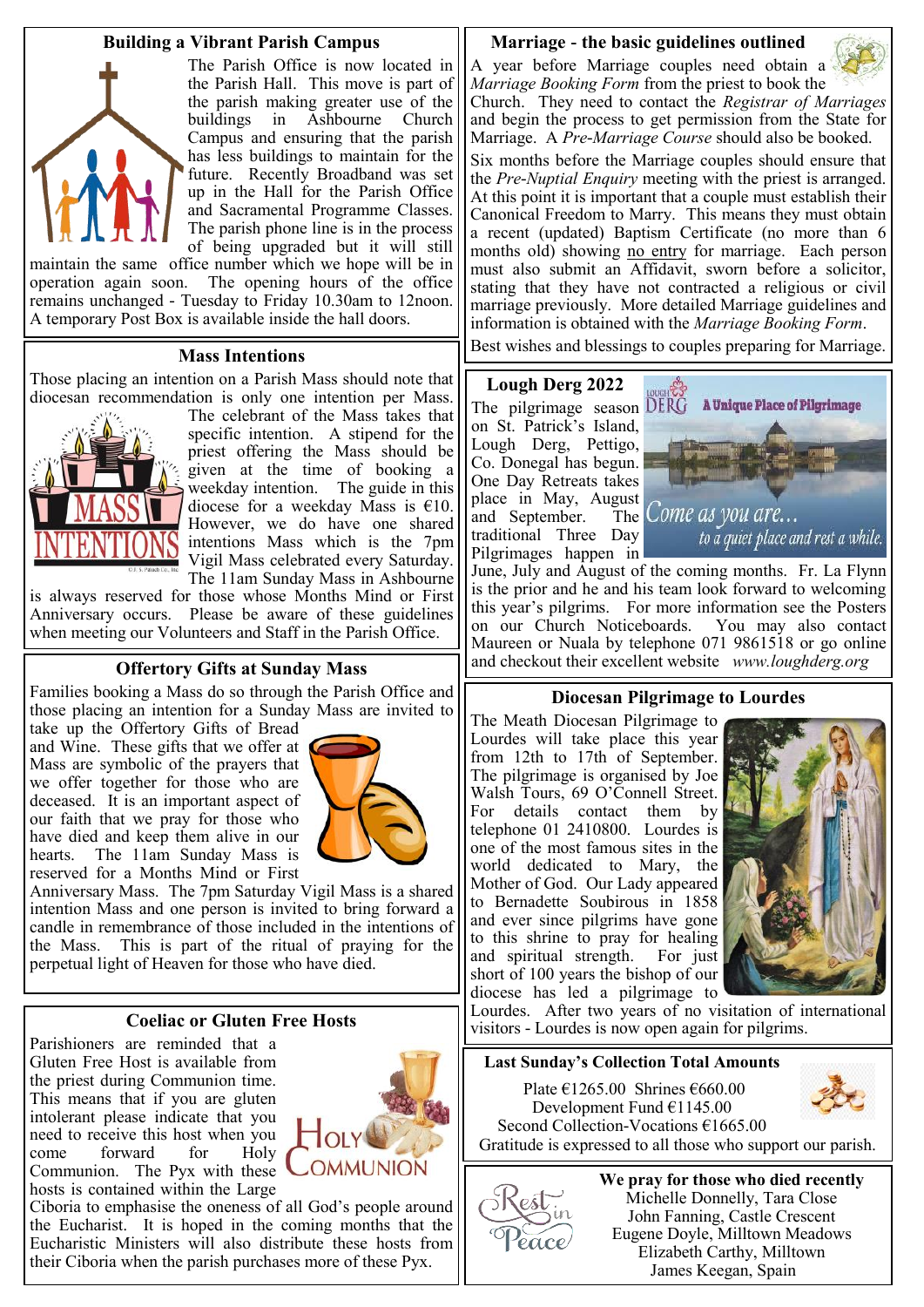## Building a Vibrant Parish Campus

The Parish Office is now located in the Parish Hall. This move is part of the parish making greater use of the buildings in Ashbourne Church Campus and ensuring that the parish has less buildings to maintain for the future. Recently Broadband was set up in the Hall for the Parish Office and Sacramental Programme Classes. The parish phone line is in the process of being upgraded but it will still maintain the same office number which we hope will be in operation again soon. The opening hours of the office remains unchanged - Tuesday to Friday 10.30am to 12noon. A temporary Post Box is available inside the hall doors.

## Mass Intentions

Those placing an intention on a Parish Mass should note that diocesan recommendation is only one intention per Mass. The celebrant of the Mass takes that specific intention. A stipend for the priest offering the Mass should be given at the time of booking a weekday intention. The guide in this diocese for a weekday Mass is €10. However, we do have one shared intentions Mass which is the 7pm Vigil Mass celebrated every Saturday. The 11am Sunday Mass in Ashbourne is always reserved for those whose Months Mind or First Anniversary occurs. Please be aware of these guidelines when meeting our Volunteers and Staff in the Parish Office.

## Offertory Gifts at Sunday Mass

Families booking a Mass do so through the Parish Office and those placing an intention for a Sunday Mass are invited to take up the Offertory Gifts of Bread and Wine. These gifts that we offer at Mass are symbolic of the prayers that we offer together for those who are deceased. It is an important aspect of our faith that we pray for those who have died and keep them alive in our hearts. The 11am Sunday Mass is reserved for a Months Mind or First Anniversary Mass. The 7pm Saturday Vigil Mass is a shared intention Mass and one person is invited to bring forward a candle in remembrance of those included in the intentions of the Mass. This is part of the ritual of praying for the perpetual light of Heaven for those who have died.

## Coeliac or Gluten Free Hosts

Parishioners are reminded that a Gluten Free Host is available from the priest during Communion time. This means that if you are gluten intolerant please indicate that you need to receive this host when you come forward for Holy Communion. The Pyx with these hosts is contained within the Large Ciboria to emphasise the oneness of all God's people around the Eucharist. It is hoped in the coming months that the Eucharistic Ministers will also distribute these hosts from their Ciboria when the parish purchases more of these Pyx.

## Marriage - the basic guidelines outlined

A year before Marriage couples need obtain a *Marriage Booking Form* from the priest to book the Church. They need to contact the *Registrar of Marriages* and begin the process to get permission from the State for Marriage. A *Pre-Marriage Course* should also be booked.

Six months before the Marriage couples should ensure that the *Pre-Nuptial Enquiry* meeting with the priest is arranged. At this point it is important that a couple must establish their Canonical Freedom to Marry. This means they must obtain a recent (updated) Baptism Certificate (no more than 6 months old) showing no entry for marriage. Each person must also submit an Affidavit, sworn before a solicitor, stating that they have not contracted a religious or civil marriage previously. More detailed Marriage guidelines and information is obtained with the *Marriage Booking Form*.

Best wishes and blessings to couples preparing for Marriage.

## Lough Derg 2022

The pilgrimage season on St. Patrick's Island, Lough Derg, Pettigo, Co. Donegal has begun. One Day Retreats takes place in May, August and September. The traditional Three Day Pilgrimages happen in June, July and August of the coming months. Fr. La Flynn is the prior and he and his team look forward to welcoming this year's pilgrims. For more information see the Posters on our Church Noticeboards. You may also contact Maureen or Nuala by telephone 071 9861518 or go online and checkout their excellent website *www.loughderg.org*

## Diocesan Pilgrimage to Lourdes

The Meath Diocesan Pilgrimage to Lourdes will take place this year from 12th to 17th of September. The pilgrimage is organised by Joe Walsh Tours, 69 O'Connell Street. For details contact them by telephone 01 2410800. Lourdes is one of the most famous sites in the world dedicated to Mary, the Mother of God. Our Lady appeared to Bernadette Soubirous in 1858 and ever since pilgrims have gone to this shrine to pray for healing and spiritual strength. For just short of 100 years the bishop of our diocese has led a pilgrimage to Lourdes. After two years of no visitation of international visitors - Lourdes is now open again for pilgrims.

## Last Sunday's Collection Total Amounts

Plate €1265.00 Shrines €660.00
Development Fund €1145.00
Second Collection-Vocations €1665.00
Gratitude is expressed to all those who support our parish.

## We pray for those who died recently

Michelle Donnelly, Tara Close
John Fanning, Castle Crescent
Eugene Doyle, Milltown Meadows
Elizabeth Carthy, Milltown
James Keegan, Spain